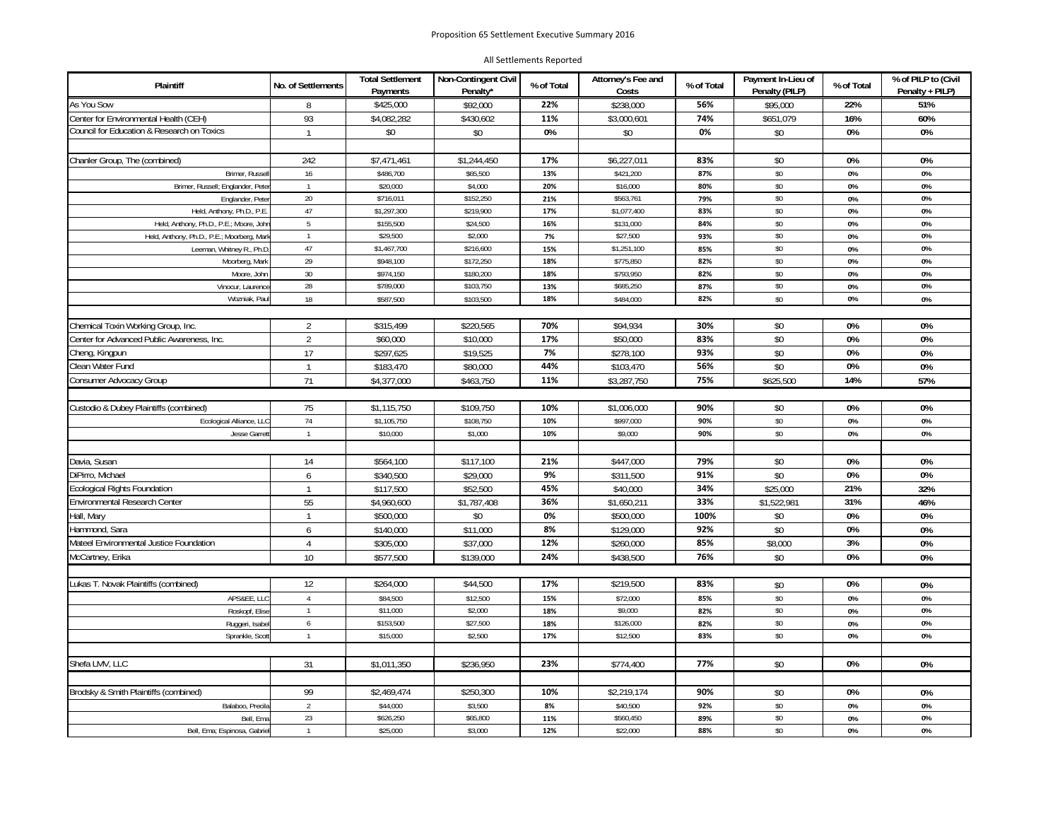Proposition 65 Settlement Executive Summary 2016

All Settlements Reported

| Plaintiff | No. of Settlements | Total Settlement Payments | Non-Contingent Civil Penalty* | % of Total | Attorney's Fee and Costs | % of Total | Payment In-Lieu of Penalty (PILP) | % of Total | % of PILP to (Civil Penalty + PILP) |
|---|---|---|---|---|---|---|---|---|---|
| As You Sow | 8 | $425,000 | $92,000 | 22% | $238,000 | 56% | $95,000 | 22% | 51% |
| Center for Environmental Health (CEH) | 93 | $4,082,282 | $430,602 | 11% | $3,000,601 | 74% | $651,079 | 16% | 60% |
| Council for Education & Research on Toxics | 1 | $0 | $0 | 0% | $0 | 0% | $0 | 0% | 0% |
| | | | | | | | | | |
| Chanler Group, The (combined) | 242 | $7,471,461 | $1,244,450 | 17% | $6,227,011 | 83% | $0 | 0% | 0% |
| Brimer, Russell | 16 | $486,700 | $65,500 | 13% | $421,200 | 87% | $0 | 0% | 0% |
| Brimer, Russell; Englander, Peter | 1 | $20,000 | $4,000 | 20% | $16,000 | 80% | $0 | 0% | 0% |
| Englander, Peter | 20 | $716,011 | $152,250 | 21% | $563,761 | 79% | $0 | 0% | 0% |
| Held, Anthony, Ph.D., P.E. | 47 | $1,297,300 | $219,900 | 17% | $1,077,400 | 83% | $0 | 0% | 0% |
| Held, Anthony, Ph.D., P.E.; Moore, John | 5 | $155,500 | $24,500 | 16% | $131,000 | 84% | $0 | 0% | 0% |
| Held, Anthony, Ph.D., P.E.; Moorberg, Mark | 1 | $29,500 | $2,000 | 7% | $27,500 | 93% | $0 | 0% | 0% |
| Leeman, Whitney R., Ph.D. | 47 | $1,467,700 | $216,600 | 15% | $1,251,100 | 85% | $0 | 0% | 0% |
| Moorberg, Mark | 29 | $948,100 | $172,250 | 18% | $775,850 | 82% | $0 | 0% | 0% |
| Moore, John | 30 | $974,150 | $180,200 | 18% | $793,950 | 82% | $0 | 0% | 0% |
| Vinocur, Laurence | 28 | $789,000 | $103,750 | 13% | $685,250 | 87% | $0 | 0% | 0% |
| Wozniak, Paul | 18 | $587,500 | $103,500 | 18% | $484,000 | 82% | $0 | 0% | 0% |
| | | | | | | | | | |
| Chemical Toxin Working Group, Inc. | 2 | $315,499 | $220,565 | 70% | $94,934 | 30% | $0 | 0% | 0% |
| Center for Advanced Public Awareness, Inc. | 2 | $60,000 | $10,000 | 17% | $50,000 | 83% | $0 | 0% | 0% |
| Cheng, Kingpun | 17 | $297,625 | $19,525 | 7% | $278,100 | 93% | $0 | 0% | 0% |
| Clean Water Fund | 1 | $183,470 | $80,000 | 44% | $103,470 | 56% | $0 | 0% | 0% |
| Consumer Advocacy Group | 71 | $4,377,000 | $463,750 | 11% | $3,287,750 | 75% | $625,500 | 14% | 57% |
| | | | | | | | | | |
| Custodio & Dubey Plaintiffs (combined) | 75 | $1,115,750 | $109,750 | 10% | $1,006,000 | 90% | $0 | 0% | 0% |
| Ecological Alliance, LLC | 74 | $1,105,750 | $108,750 | 10% | $997,000 | 90% | $0 | 0% | 0% |
| Jesse Garrett | 1 | $10,000 | $1,000 | 10% | $9,000 | 90% | $0 | 0% | 0% |
| | | | | | | | | | |
| Davia, Susan | 14 | $564,100 | $117,100 | 21% | $447,000 | 79% | $0 | 0% | 0% |
| DiPirro, Michael | 6 | $340,500 | $29,000 | 9% | $311,500 | 91% | $0 | 0% | 0% |
| Ecological Rights Foundation | 1 | $117,500 | $52,500 | 45% | $40,000 | 34% | $25,000 | 21% | 32% |
| Environmental Research Center | 55 | $4,960,600 | $1,787,408 | 36% | $1,650,211 | 33% | $1,522,981 | 31% | 46% |
| Hall, Mary | 1 | $500,000 | $0 | 0% | $500,000 | 100% | $0 | 0% | 0% |
| Hammond, Sara | 6 | $140,000 | $11,000 | 8% | $129,000 | 92% | $0 | 0% | 0% |
| Mateel Environmental Justice Foundation | 4 | $305,000 | $37,000 | 12% | $260,000 | 85% | $8,000 | 3% | 0% |
| McCartney, Erika | 10 | $577,500 | $139,000 | 24% | $438,500 | 76% | $0 | 0% | 0% |
| | | | | | | | | | |
| Lukas T. Novak Plaintiffs (combined) | 12 | $264,000 | $44,500 | 17% | $219,500 | 83% | $0 | 0% | 0% |
| APS&EE, LLC | 4 | $84,500 | $12,500 | 15% | $72,000 | 85% | $0 | 0% | 0% |
| Roskopf, Elise | 1 | $11,000 | $2,000 | 18% | $9,000 | 82% | $0 | 0% | 0% |
| Ruggeri, Isabel | 6 | $153,500 | $27,500 | 18% | $126,000 | 82% | $0 | 0% | 0% |
| Sprankle, Scott | 1 | $15,000 | $2,500 | 17% | $12,500 | 83% | $0 | 0% | 0% |
| | | | | | | | | | |
| Shefa LMV, LLC | 31 | $1,011,350 | $236,950 | 23% | $774,400 | 77% | $0 | 0% | 0% |
| | | | | | | | | | |
| Brodsky & Smith Plaintiffs (combined) | 99 | $2,469,474 | $250,300 | 10% | $2,219,174 | 90% | $0 | 0% | 0% |
| Balaboo, Precila | 2 | $44,000 | $3,500 | 8% | $40,500 | 92% | $0 | 0% | 0% |
| Bell, Ema | 23 | $626,250 | $65,800 | 11% | $560,450 | 89% | $0 | 0% | 0% |
| Bell, Ema; Espinosa, Gabriel | 1 | $25,000 | $3,000 | 12% | $22,000 | 88% | $0 | 0% | 0% |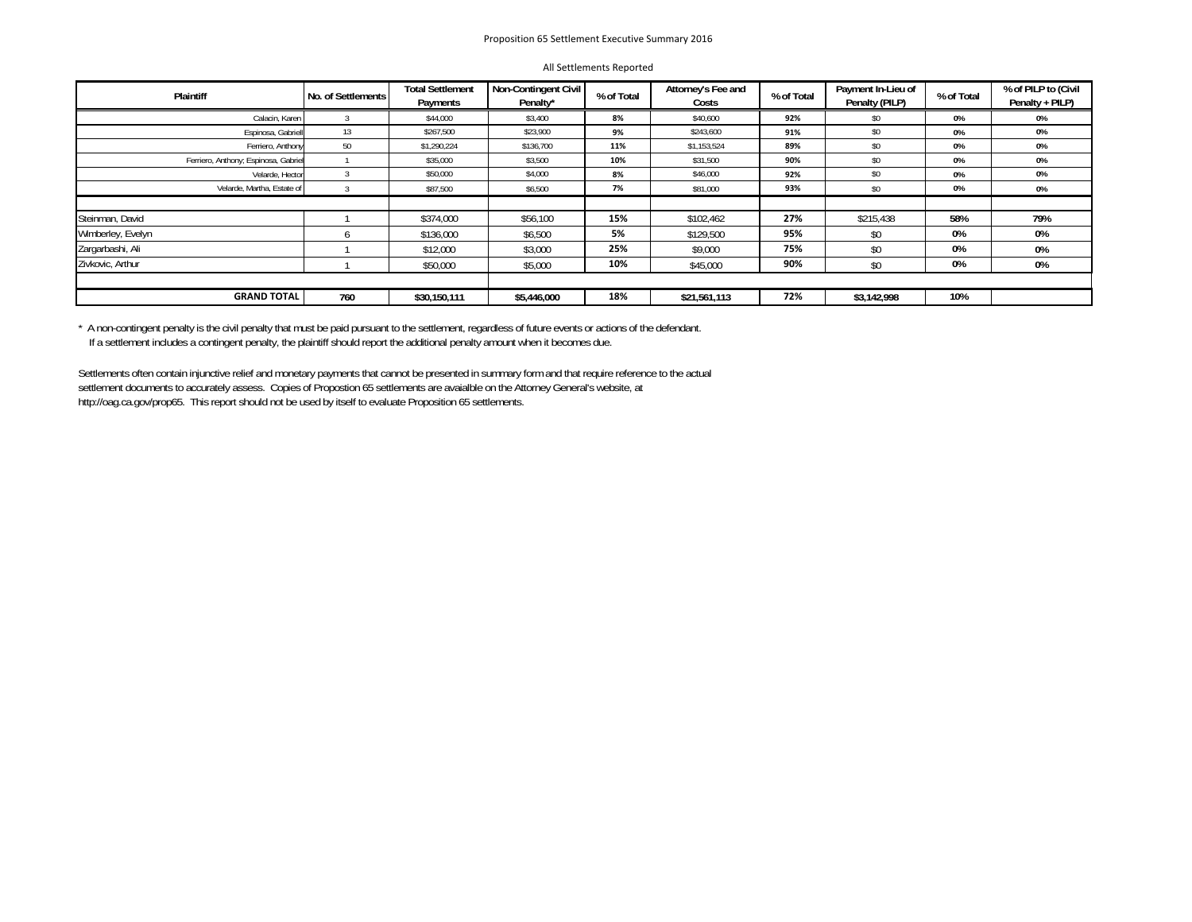Proposition 65 Settlement Executive Summary 2016

All Settlements Reported

| Plaintiff | No. of Settlements | Total Settlement Payments | Non-Contingent Civil Penalty* | % of Total | Attorney's Fee and Costs | % of Total | Payment In-Lieu of Penalty (PILP) | % of Total | % of PILP to (Civil Penalty + PILP) |
|---|---|---|---|---|---|---|---|---|---|
| Calacin, Karen | 3 | $44,000 | $3,400 | 8% | $40,600 | 92% | $0 | 0% | 0% |
| Espinosa, Gabriell | 13 | $267,500 | $23,900 | 9% | $243,600 | 91% | $0 | 0% | 0% |
| Ferriero, Anthony | 50 | $1,290,224 | $136,700 | 11% | $1,153,524 | 89% | $0 | 0% | 0% |
| Ferriero, Anthony; Espinosa, Gabriel | 1 | $35,000 | $3,500 | 10% | $31,500 | 90% | $0 | 0% | 0% |
| Velarde, Hector | 3 | $50,000 | $4,000 | 8% | $46,000 | 92% | $0 | 0% | 0% |
| Velarde, Martha, Estate of | 3 | $87,500 | $6,500 | 7% | $81,000 | 93% | $0 | 0% | 0% |
| | | | | | | | | | |
| Steinman, David | 1 | $374,000 | $56,100 | 15% | $102,462 | 27% | $215,438 | 58% | 79% |
| Wimberley, Evelyn | 6 | $136,000 | $6,500 | 5% | $129,500 | 95% | $0 | 0% | 0% |
| Zargarbashi, Ali | 1 | $12,000 | $3,000 | 25% | $9,000 | 75% | $0 | 0% | 0% |
| Zivkovic, Arthur | 1 | $50,000 | $5,000 | 10% | $45,000 | 90% | $0 | 0% | 0% |
| | | | | | | | | | |
| **GRAND TOTAL** | **760** | **$30,150,111** | **$5,446,000** | **18%** | **$21,561,113** | **72%** | **$3,142,998** | **10%** | |

\* A non-contingent penalty is the civil penalty that must be paid pursuant to the settlement, regardless of future events or actions of the defendant.
If a settlement includes a contingent penalty, the plaintiff should report the additional penalty amount when it becomes due.

Settlements often contain injunctive relief and monetary payments that cannot be presented in summary form and that require reference to the actual settlement documents to accurately assess. Copies of Propostion 65 settlements are avaialble on the Attorney General's website, at http://oag.ca.gov/prop65. This report should not be used by itself to evaluate Proposition 65 settlements.